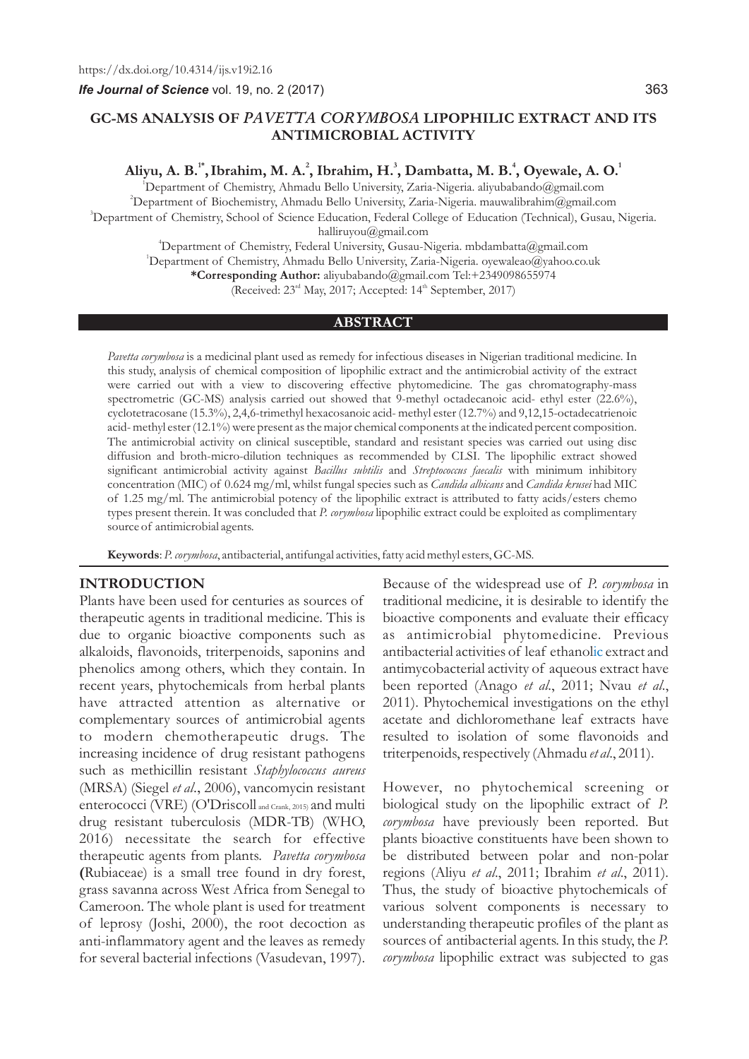https://dx.doi.org/10.4314/ijs.v19i2.16

# GC-MS ANALYSIS OF *PAVETTA CORYMBOSA* LIPOPHILIC EXTRACT AND ITS ANTIMICROBIAL ACTIVITY

**Aliyu, A. B.[1*], Ibrahim, M. A.[2], Ibrahim, H.[3], Dambatta, M. B.[4], Oyewale, A. O.[1]**

[1]Department of Chemistry, Ahmadu Bello University, Zaria-Nigeria. aliyubabando@gmail.com

[2]Department of Biochemistry, Ahmadu Bello University, Zaria-Nigeria. mauwalibrahim@gmail.com

[3]Department of Chemistry, School of Science Education, Federal College of Education (Technical), Gusau, Nigeria. halliruyou@gmail.com

[4]Department of Chemistry, Federal University, Gusau-Nigeria. mbdambatta@gmail.com

[1]Department of Chemistry, Ahmadu Bello University, Zaria-Nigeria. oyewaleao@yahoo.co.uk

**\*Corresponding Author:** aliyubabando@gmail.com Tel:+2349098655974

(Received: 23rd May, 2017; Accepted: 14th September, 2017)

## ABSTRACT

*Pavetta corymbosa* is a medicinal plant used as remedy for infectious diseases in Nigerian traditional medicine. In this study, analysis of chemical composition of lipophilic extract and the antimicrobial activity of the extract were carried out with a view to discovering effective phytomedicine. The gas chromatography-mass spectrometric (GC-MS) analysis carried out showed that 9-methyl octadecanoic acid- ethyl ester (22.6%), cyclotetracosane (15.3%), 2,4,6-trimethyl hexacosanoic acid- methyl ester (12.7%) and 9,12,15-octadecatrienoic acid- methyl ester (12.1%) were present as the major chemical components at the indicated percent composition. The antimicrobial activity on clinical susceptible, standard and resistant species was carried out using disc diffusion and broth-micro-dilution techniques as recommended by CLSI. The lipophilic extract showed significant antimicrobial activity against *Bacillus subtilis* and *Streptococcus faecalis* with minimum inhibitory concentration (MIC) of 0.624 mg/ml, whilst fungal species such as *Candida albicans* and *Candida krusei* had MIC of 1.25 mg/ml. The antimicrobial potency of the lipophilic extract is attributed to fatty acids/esters chemo types present therein. It was concluded that *P. corymbosa* lipophilic extract could be exploited as complimentary source of antimicrobial agents.

**Keywords**: *P. corymbosa*, antibacterial, antifungal activities, fatty acid methyl esters, GC-MS.

## INTRODUCTION

Plants have been used for centuries as sources of therapeutic agents in traditional medicine. This is due to organic bioactive components such as alkaloids, flavonoids, triterpenoids, saponins and phenolics among others, which they contain. In recent years, phytochemicals from herbal plants have attracted attention as alternative or complementary sources of antimicrobial agents to modern chemotherapeutic drugs. The increasing incidence of drug resistant pathogens such as methicillin resistant *Staphylococcus aureus* (MRSA) (Siegel *et al*., 2006), vancomycin resistant enterococci (VRE) (O'Driscoll and Crank, 2015) and multi drug resistant tuberculosis (MDR-TB) (WHO, 2016) necessitate the search for effective therapeutic agents from plants. *Pavetta corymbosa* **(**Rubiaceae) is a small tree found in dry forest, grass savanna across West Africa from Senegal to Cameroon. The whole plant is used for treatment of leprosy (Joshi, 2000), the root decoction as anti-inflammatory agent and the leaves as remedy for several bacterial infections (Vasudevan, 1997).

Because of the widespread use of *P. corymbosa* in traditional medicine, it is desirable to identify the bioactive components and evaluate their efficacy as antimicrobial phytomedicine. Previous antibacterial activities of leaf ethanolic extract and antimycobacterial activity of aqueous extract have been reported (Anago *et al*., 2011; Nvau *et al*., 2011). Phytochemical investigations on the ethyl acetate and dichloromethane leaf extracts have resulted to isolation of some flavonoids and triterpenoids, respectively (Ahmadu *et al*., 2011).

However, no phytochemical screening or biological study on the lipophilic extract of *P. corymbosa* have previously been reported. But plants bioactive constituents have been shown to be distributed between polar and non-polar regions (Aliyu *et al*., 2011; Ibrahim *et al*., 2011). Thus, the study of bioactive phytochemicals of various solvent components is necessary to understanding therapeutic profiles of the plant as sources of antibacterial agents. In this study, the *P. corymbosa* lipophilic extract was subjected to gas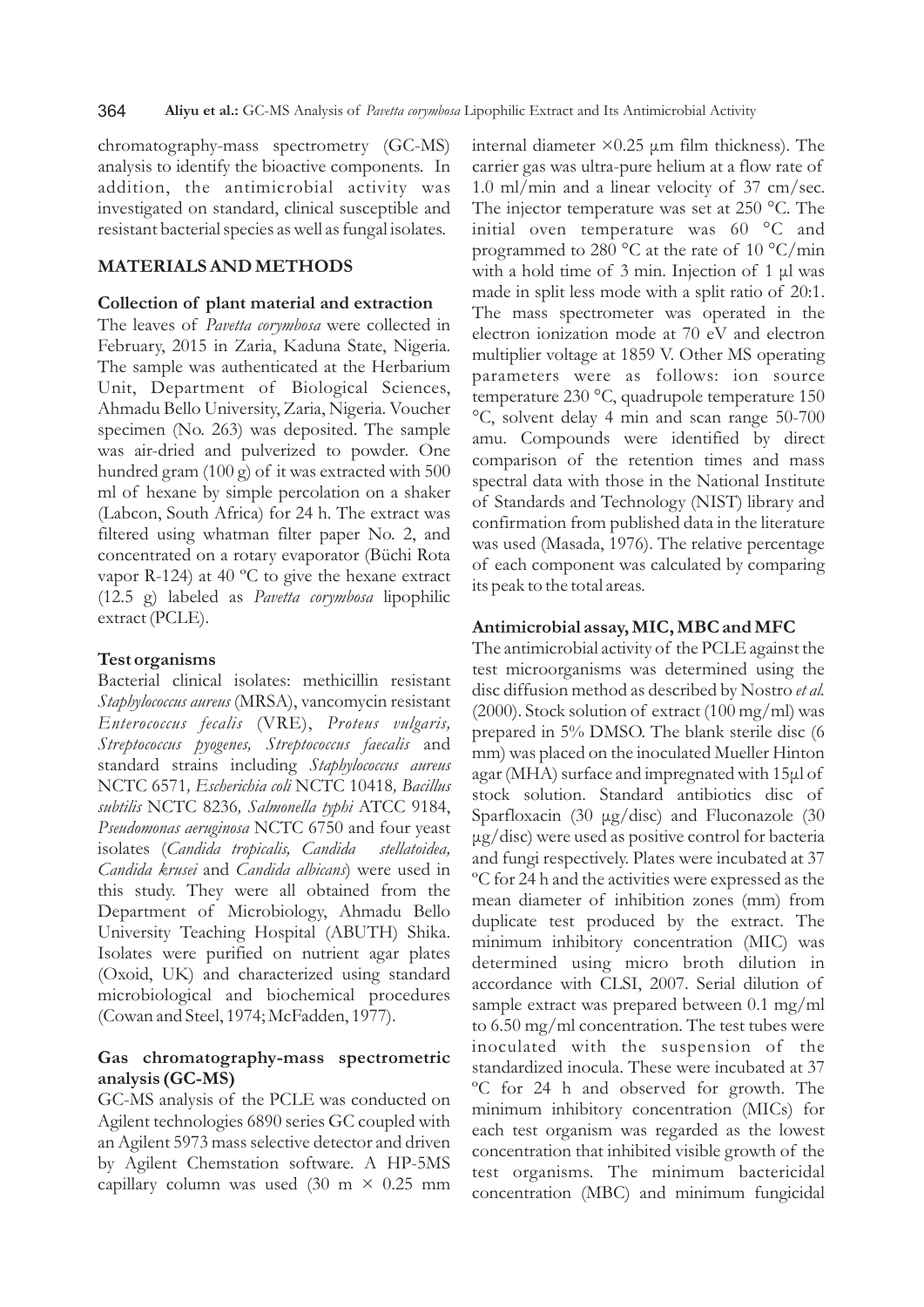chromatography-mass spectrometry (GC-MS) analysis to identify the bioactive components. In addition, the antimicrobial activity was investigated on standard, clinical susceptible and resistant bacterial species as well as fungal isolates.

## MATERIALS AND METHODS

### Collection of plant material and extraction

The leaves of *Pavetta corymbosa* were collected in February, 2015 in Zaria, Kaduna State, Nigeria. The sample was authenticated at the Herbarium Unit, Department of Biological Sciences, Ahmadu Bello University, Zaria, Nigeria. Voucher specimen (No. 263) was deposited. The sample was air-dried and pulverized to powder. One hundred gram (100 g) of it was extracted with 500 ml of hexane by simple percolation on a shaker (Labcon, South Africa) for 24 h. The extract was filtered using whatman filter paper No. 2, and concentrated on a rotary evaporator (Büchi Rota vapor R-124) at 40 ºC to give the hexane extract (12.5 g) labeled as *Pavetta corymbosa* lipophilic extract (PCLE).

### Test organisms

Bacterial clinical isolates: methicillin resistant *Staphylococcus aureus* (MRSA), vancomycin resistant *Enterococcus fecalis* (VRE), *Proteus vulgaris, Streptococcus pyogenes, Streptococcus faecalis* and standard strains including *Staphylococcus aureus* NCTC 6571*, Escherichia coli* NCTC 10418*, Bacillus subtilis* NCTC 8236*, Salmonella typhi* ATCC 9184, *Pseudomonas aeruginosa* NCTC 6750 and four yeast isolates (*Candida tropicalis, Candida stellatoidea, Candida krusei* and *Candida albicans*) were used in this study. They were all obtained from the Department of Microbiology, Ahmadu Bello University Teaching Hospital (ABUTH) Shika. Isolates were purified on nutrient agar plates (Oxoid, UK) and characterized using standard microbiological and biochemical procedures (Cowan and Steel, 1974; McFadden, 1977).

### Gas chromatography-mass spectrometric analysis (GC-MS)

GC-MS analysis of the PCLE was conducted on Agilent technologies 6890 series GC coupled with an Agilent 5973 mass selective detector and driven by Agilent Chemstation software. A HP-5MS capillary column was used (30 m × 0.25 mm internal diameter ×0.25 µm film thickness). The carrier gas was ultra-pure helium at a flow rate of 1.0 ml/min and a linear velocity of 37 cm/sec. The injector temperature was set at 250 °C. The initial oven temperature was 60 °C and programmed to 280 °C at the rate of 10 °C/min with a hold time of 3 min. Injection of 1 µl was made in split less mode with a split ratio of 20:1. The mass spectrometer was operated in the electron ionization mode at 70 eV and electron multiplier voltage at 1859 V. Other MS operating parameters were as follows: ion source temperature 230 °C, quadrupole temperature 150 °C, solvent delay 4 min and scan range 50-700 amu. Compounds were identified by direct comparison of the retention times and mass spectral data with those in the National Institute of Standards and Technology (NIST) library and confirmation from published data in the literature was used (Masada, 1976). The relative percentage of each component was calculated by comparing its peak to the total areas.

### Antimicrobial assay, MIC, MBC and MFC

The antimicrobial activity of the PCLE against the test microorganisms was determined using the disc diffusion method as described by Nostro *et al.* (2000). Stock solution of extract (100 mg/ml) was prepared in 5% DMSO. The blank sterile disc (6 mm) was placed on the inoculated Mueller Hinton agar (MHA) surface and impregnated with 15µl of stock solution. Standard antibiotics disc of Sparfloxacin (30 µg/disc) and Fluconazole (30 µg/disc) were used as positive control for bacteria and fungi respectively. Plates were incubated at 37 ºC for 24 h and the activities were expressed as the mean diameter of inhibition zones (mm) from duplicate test produced by the extract. The minimum inhibitory concentration (MIC) was determined using micro broth dilution in accordance with CLSI, 2007. Serial dilution of sample extract was prepared between 0.1 mg/ml to 6.50 mg/ml concentration. The test tubes were inoculated with the suspension of the standardized inocula. These were incubated at 37 ºC for 24 h and observed for growth. The minimum inhibitory concentration (MICs) for each test organism was regarded as the lowest concentration that inhibited visible growth of the test organisms. The minimum bactericidal concentration (MBC) and minimum fungicidal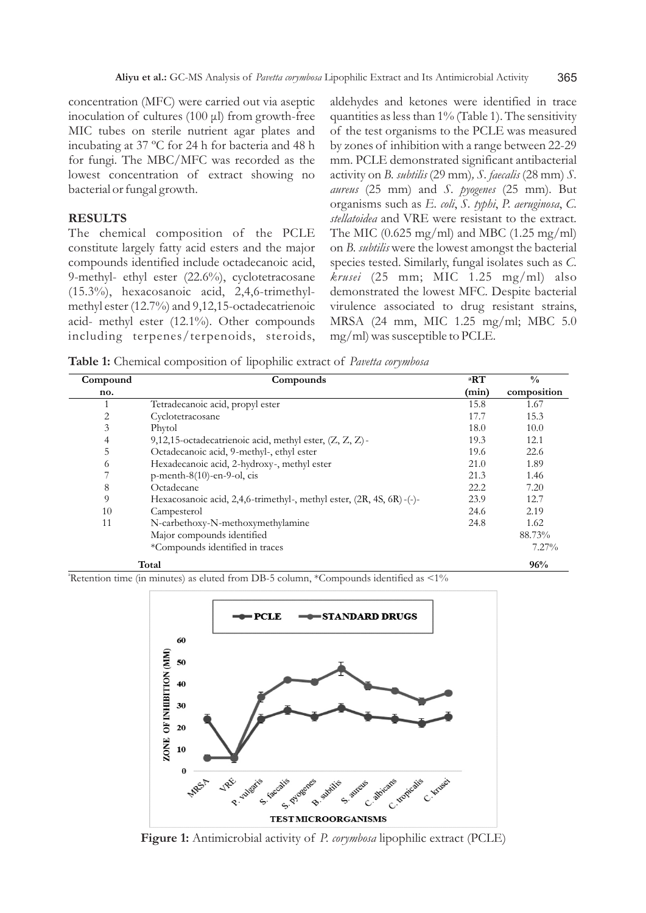concentration (MFC) were carried out via aseptic inoculation of cultures (100 µl) from growth-free MIC tubes on sterile nutrient agar plates and incubating at 37 ºC for 24 h for bacteria and 48 h for fungi. The MBC/MFC was recorded as the lowest concentration of extract showing no bacterial or fungal growth.

## RESULTS

The chemical composition of the PCLE constitute largely fatty acid esters and the major compounds identified include octadecanoic acid, 9-methyl- ethyl ester (22.6%), cyclotetracosane (15.3%), hexacosanoic acid, 2,4,6-trimethyl-methyl ester (12.7%) and 9,12,15-octadecatrienoic acid- methyl ester (12.1%). Other compounds including terpenes/terpenoids, steroids, aldehydes and ketones were identified in trace quantities as less than 1% (Table 1). The sensitivity of the test organisms to the PCLE was measured by zones of inhibition with a range between 22-29 mm. PCLE demonstrated significant antibacterial activity on *B. subtilis* (29 mm), *S. faecalis* (28 mm) *S. aureus* (25 mm) and *S. pyogenes* (25 mm). But organisms such as *E. coli*, *S. typhi*, *P. aeruginosa*, *C. stellatoidea* and VRE were resistant to the extract. The MIC (0.625 mg/ml) and MBC (1.25 mg/ml) on *B. subtilis* were the lowest amongst the bacterial species tested. Similarly, fungal isolates such as *C. krusei* (25 mm; MIC 1.25 mg/ml) also demonstrated the lowest MFC. Despite bacterial virulence associated to drug resistant strains, MRSA (24 mm, MIC 1.25 mg/ml; MBC 5.0 mg/ml) was susceptible to PCLE.

**Table 1:** Chemical composition of lipophilic extract of *Pavetta corymbosa*

| Compound no. | Compounds | [a]RT (min) | % composition |
|---|---|---|---|
| 1 | Tetradecanoic acid, propyl ester | 15.8 | 1.67 |
| 2 | Cyclotetracosane | 17.7 | 15.3 |
| 3 | Phytol | 18.0 | 10.0 |
| 4 | 9,12,15-octadecatrienoic acid, methyl ester, (Z, Z, Z)- | 19.3 | 12.1 |
| 5 | Octadecanoic acid, 9-methyl-, ethyl ester | 19.6 | 22.6 |
| 6 | Hexadecanoic acid, 2-hydroxy-, methyl ester | 21.0 | 1.89 |
| 7 | p-menth-8(10)-en-9-ol, cis | 21.3 | 1.46 |
| 8 | Octadecane | 22.2 | 7.20 |
| 9 | Hexacosanoic acid, 2,4,6-trimethyl-, methyl ester, (2R, 4S, 6R)-(-)- | 23.9 | 12.7 |
| 10 | Campesterol | 24.6 | 2.19 |
| 11 | N-carbethoxy-N-methoxymethylamine | 24.8 | 1.62 |
| | Major compounds identified | | 88.73% |
| | *Compounds identified in traces | | 7.27% |
| | **Total** | | **96%** |

[a]Retention time (in minutes) as eluted from DB-5 column, *Compounds identified as <1%

**Figure 1:** Antimicrobial activity of *P. corymbosa* lipophilic extract (PCLE)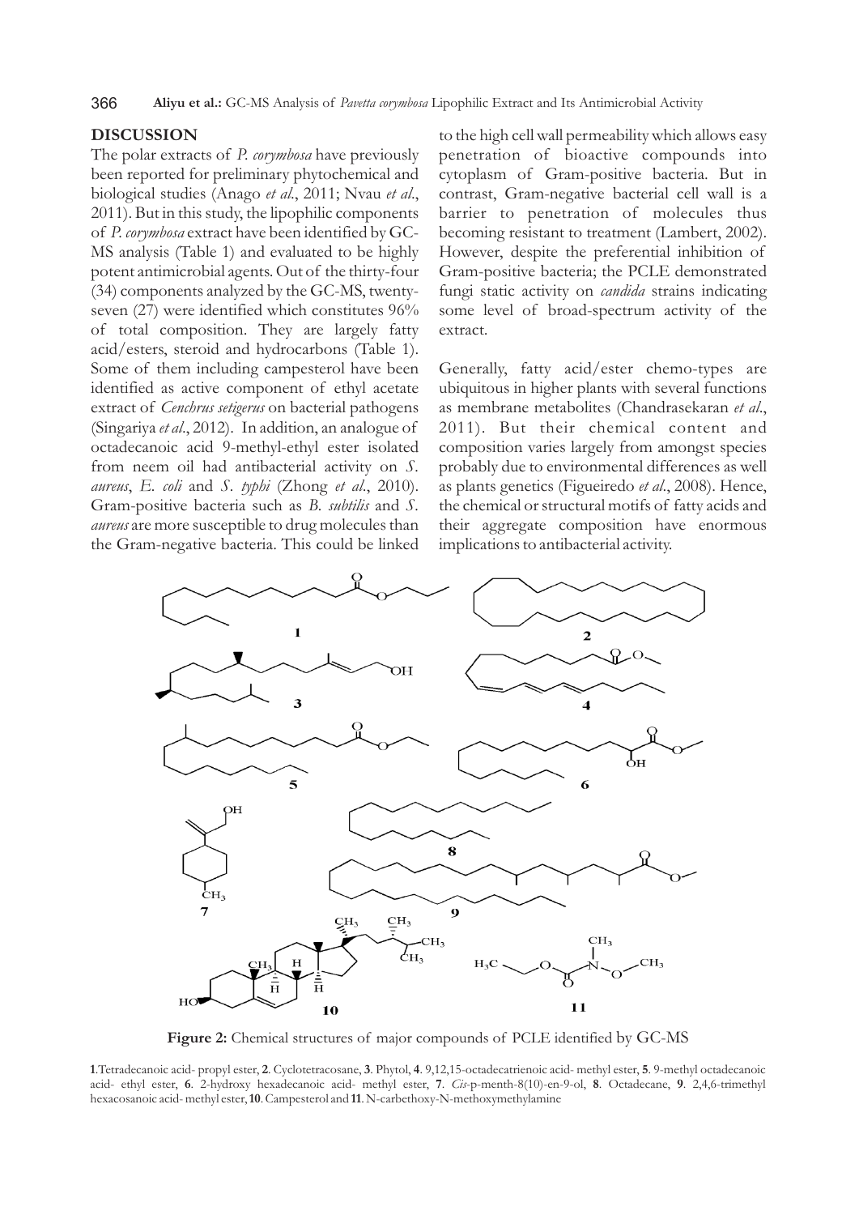## DISCUSSION

The polar extracts of *P. corymbosa* have previously been reported for preliminary phytochemical and biological studies (Anago *et al*., 2011; Nvau *et al*., 2011). But in this study, the lipophilic components of *P. corymbosa* extract have been identified by GC-MS analysis (Table 1) and evaluated to be highly potent antimicrobial agents. Out of the thirty-four (34) components analyzed by the GC-MS, twenty-seven (27) were identified which constitutes 96% of total composition. They are largely fatty acid/esters, steroid and hydrocarbons (Table 1). Some of them including campesterol have been identified as active component of ethyl acetate extract of *Cenchrus setigerus* on bacterial pathogens (Singariya *et al*., 2012). In addition, an analogue of octadecanoic acid 9-methyl-ethyl ester isolated from neem oil had antibacterial activity on *S. aureus*, *E. coli* and *S. typhi* (Zhong *et al*., 2010). Gram-positive bacteria such as *B. subtilis* and *S. aureus* are more susceptible to drug molecules than the Gram-negative bacteria. This could be linked to the high cell wall permeability which allows easy penetration of bioactive compounds into cytoplasm of Gram-positive bacteria. But in contrast, Gram-negative bacterial cell wall is a barrier to penetration of molecules thus becoming resistant to treatment (Lambert, 2002). However, despite the preferential inhibition of Gram-positive bacteria; the PCLE demonstrated fungi static activity on *candida* strains indicating some level of broad-spectrum activity of the extract.

Generally, fatty acid/ester chemo-types are ubiquitous in higher plants with several functions as membrane metabolites (Chandrasekaran *et al*., 2011). But their chemical content and composition varies largely from amongst species probably due to environmental differences as well as plants genetics (Figueiredo *et al*., 2008). Hence, the chemical or structural motifs of fatty acids and their aggregate composition have enormous implications to antibacterial activity.

**Figure 2:** Chemical structures of major compounds of PCLE identified by GC-MS

**1**.Tetradecanoic acid- propyl ester, **2**. Cyclotetracosane, **3**. Phytol, **4**. 9,12,15-octadecatrienoic acid- methyl ester, **5**. 9-methyl octadecanoic acid- ethyl ester, **6**. 2-hydroxy hexadecanoic acid- methyl ester, **7**. *Cis*-p-menth-8(10)-en-9-ol, **8**. Octadecane, **9**. 2,4,6-trimethyl hexacosanoic acid- methyl ester, **10**. Campesterol and **11**. N-carbethoxy-N-methoxymethylamine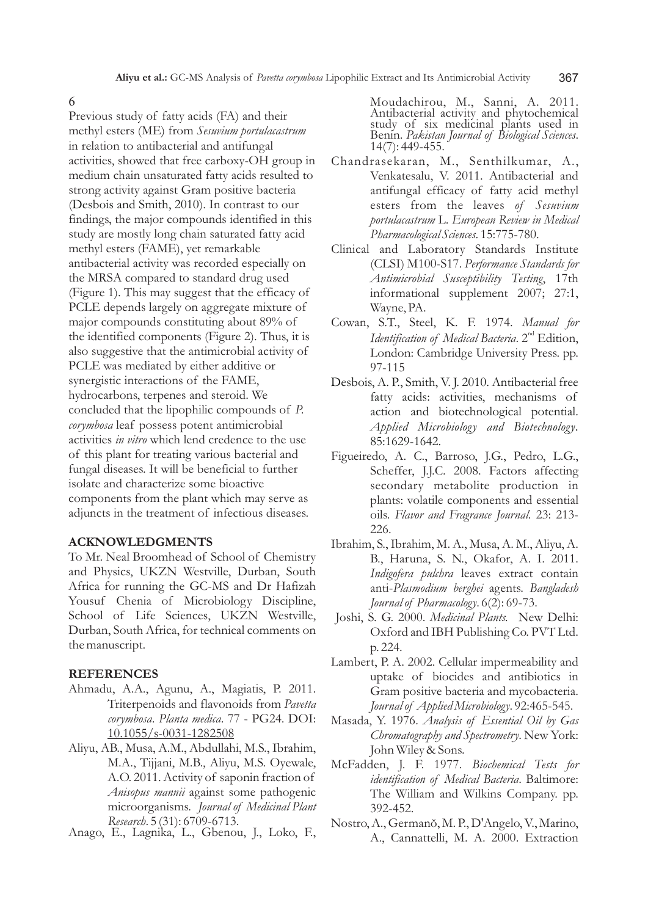6

Previous study of fatty acids (FA) and their methyl esters (ME) from *Sesuvium portulacastrum* in relation to antibacterial and antifungal activities, showed that free carboxy-OH group in medium chain unsaturated fatty acids resulted to strong activity against Gram positive bacteria (Desbois and Smith, 2010). In contrast to our findings, the major compounds identified in this study are mostly long chain saturated fatty acid methyl esters (FAME), yet remarkable antibacterial activity was recorded especially on the MRSA compared to standard drug used (Figure 1). This may suggest that the efficacy of PCLE depends largely on aggregate mixture of major compounds constituting about 89% of the identified components (Figure 2). Thus, it is also suggestive that the antimicrobial activity of PCLE was mediated by either additive or synergistic interactions of the FAME, hydrocarbons, terpenes and steroid. We concluded that the lipophilic compounds of *P. corymbosa* leaf possess potent antimicrobial activities *in vitro* which lend credence to the use of this plant for treating various bacterial and fungal diseases. It will be beneficial to further isolate and characterize some bioactive components from the plant which may serve as adjuncts in the treatment of infectious diseases.

## ACKNOWLEDGMENTS

To Mr. Neal Broomhead of School of Chemistry and Physics, UKZN Westville, Durban, South Africa for running the GC-MS and Dr Hafizah Yousuf Chenia of Microbiology Discipline, School of Life Sciences, UKZN Westville, Durban, South Africa, for technical comments on the manuscript.

## REFERENCES

Ahmadu, A.A., Agunu, A., Magiatis, P. 2011. Triterpenoids and flavonoids from *Pavetta corymbosa*. *Planta medica*. 77 - PG24. DOI: 10.1055/s-0031-1282508

Aliyu, AB., Musa, A.M., Abdullahi, M.S., Ibrahim, M.A., Tijjani, M.B., Aliyu, M.S. Oyewale, A.O. 2011. Activity of saponin fraction of *Anisopus mannii* against some pathogenic microorganisms. *Journal of Medicinal Plant Research*. 5 (31): 6709-6713.

Anago, E., Lagnika, L., Gbenou, J., Loko, F., Moudachirou, M., Sanni, A. 2011. Antibacterial activity and phytochemical study of six medicinal plants used in Benin. *Pakistan Journal of Biological Sciences*. 14(7): 449-455.

Chandrasekaran, M., Senthilkumar, A., Venkatesalu, V. 2011. Antibacterial and antifungal efficacy of fatty acid methyl esters from the leaves *of Sesuvium portulacastrum* L. *European Review in Medical Pharmacological Sciences*. 15:775-780.

Clinical and Laboratory Standards Institute (CLSI) M100-S17. *Performance Standards for Antimicrobial Susceptibility Testing*, 17th informational supplement 2007; 27:1, Wayne, PA.

Cowan, S.T., Steel, K. F. 1974. *Manual for Identification of Medical Bacteria*. 2nd Edition, London: Cambridge University Press. pp. 97-115

Desbois, A. P., Smith, V. J. 2010. Antibacterial free fatty acids: activities, mechanisms of action and biotechnological potential. *Applied Microbiology and Biotechnology*. 85:1629-1642.

Figueiredo, A. C., Barroso, J.G., Pedro, L.G., Scheffer, J.J.C. 2008. Factors affecting secondary metabolite production in plants: volatile components and essential oils. *Flavor and Fragrance Journal*. 23: 213-226.

Ibrahim, S., Ibrahim, M. A., Musa, A. M., Aliyu, A. B., Haruna, S. N., Okafor, A. I. 2011. *Indigofera pulchra* leaves extract contain anti-*Plasmodium berghei* agents. *Bangladesh Journal of Pharmacology*. 6(2): 69-73.

Joshi, S. G. 2000. *Medicinal Plants*. New Delhi: Oxford and IBH Publishing Co. PVT Ltd. p. 224.

Lambert, P. A. 2002. Cellular impermeability and uptake of biocides and antibiotics in Gram positive bacteria and mycobacteria. *Journal of Applied Microbiology*. 92:465-545.

Masada, Y. 1976. *Analysis of Essential Oil by Gas Chromatography and Spectrometry*. New York: John Wiley & Sons.

McFadden, J. F. 1977. *Biochemical Tests for identification of Medical Bacteria*. Baltimore: The William and Wilkins Company. pp. 392-452.

Nostro, A., Germanŏ, M. P., D'Angelo, V., Marino, A., Cannattelli, M. A. 2000. Extraction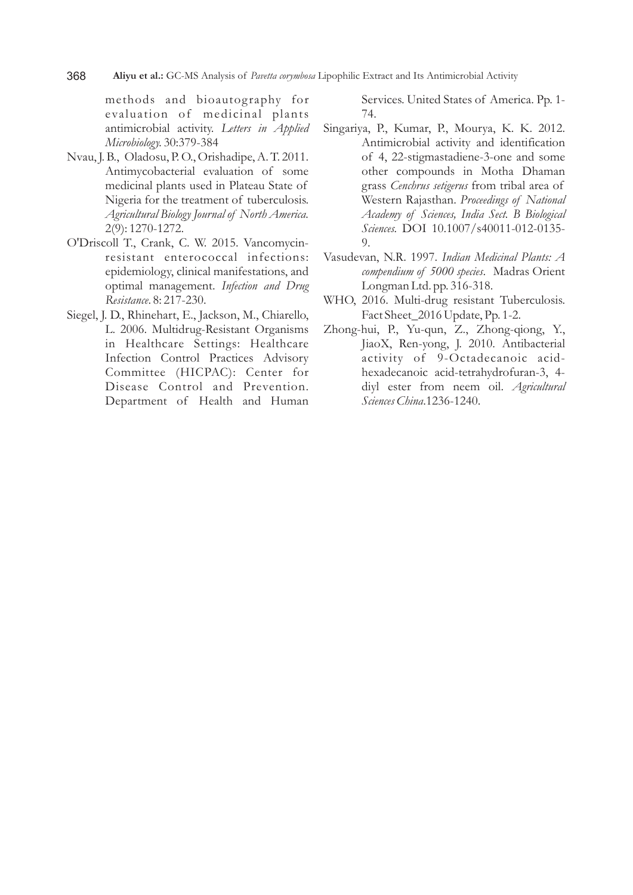methods and bioautography for evaluation of medicinal plants antimicrobial activity. *Letters in Applied Microbiology*. 30:379-384

Nvau, J. B., Oladosu, P. O., Orishadipe, A. T. 2011. Antimycobacterial evaluation of some medicinal plants used in Plateau State of Nigeria for the treatment of tuberculosis. *Agricultural Biology Journal of North America*. 2(9): 1270-1272.

O'Driscoll T., Crank, C. W. 2015. Vancomycin-resistant enterococcal infections: epidemiology, clinical manifestations, and optimal management. *Infection and Drug Resistance*. 8: 217-230.

Siegel, J. D., Rhinehart, E., Jackson, M., Chiarello, L. 2006. Multidrug-Resistant Organisms in Healthcare Settings: Healthcare Infection Control Practices Advisory Committee (HICPAC): Center for Disease Control and Prevention. Department of Health and Human Services. United States of America. Pp. 1-74.

Singariya, P., Kumar, P., Mourya, K. K. 2012. Antimicrobial activity and identification of 4, 22-stigmastadiene-3-one and some other compounds in Motha Dhaman grass *Cenchrus setigerus* from tribal area of Western Rajasthan. *Proceedings of National Academy of Sciences, India Sect. B Biological Sciences*. DOI 10.1007/s40011-012-0135-9.

Vasudevan, N.R. 1997. *Indian Medicinal Plants: A compendium of 5000 species*. Madras Orient Longman Ltd. pp. 316-318.

WHO, 2016. Multi-drug resistant Tuberculosis. Fact Sheet_2016 Update, Pp. 1-2.

Zhong-hui, P., Yu-qun, Z., Zhong-qiong, Y., JiaoX, Ren-yong, J. 2010. Antibacterial activity of 9-Octadecanoic acid-hexadecanoic acid-tetrahydrofuran-3, 4-diyl ester from neem oil. *Agricultural Sciences China*.1236-1240.